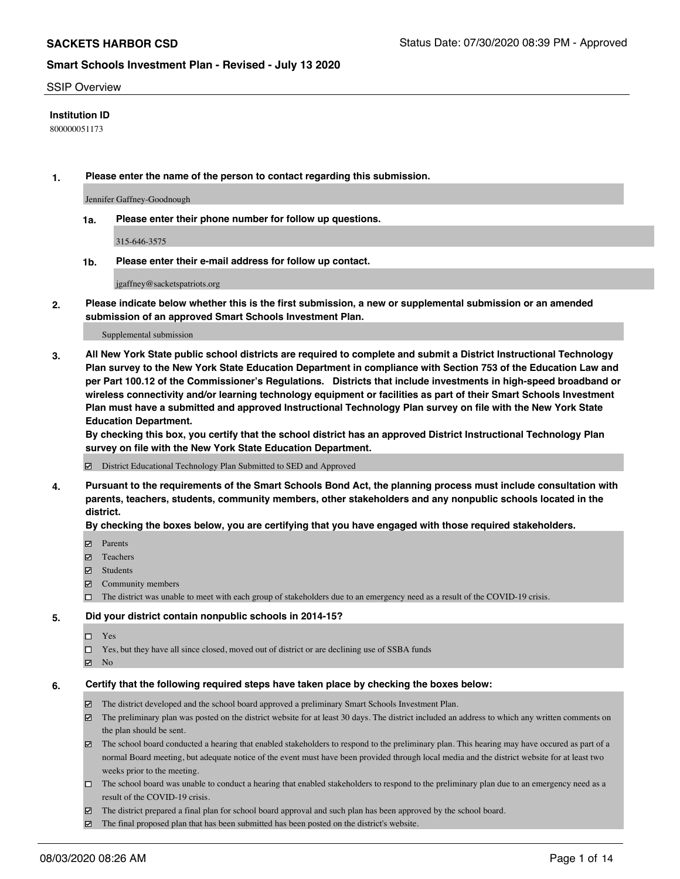**SACKETS HARBOR CSD**

Status Date: 07/30/2020 08:39 PM - Approved

## Smart Schools Investment Plan - Revised - July 13 2020

SSIP Overview

**Institution ID**

800000051173

**1. Please enter the name of the person to contact regarding this submission.**

Jennifer Gaffney-Goodnough

**1a. Please enter their phone number for follow up questions.**

315-646-3575

**1b. Please enter their e-mail address for follow up contact.**

jgaffney@sacketspatriots.org

**2. Please indicate below whether this is the first submission, a new or supplemental submission or an amended submission of an approved Smart Schools Investment Plan.**

Supplemental submission

**3. All New York State public school districts are required to complete and submit a District Instructional Technology Plan survey to the New York State Education Department in compliance with Section 753 of the Education Law and per Part 100.12 of the Commissioner's Regulations. Districts that include investments in high-speed broadband or wireless connectivity and/or learning technology equipment or facilities as part of their Smart Schools Investment Plan must have a submitted and approved Instructional Technology Plan survey on file with the New York State Education Department.**
**By checking this box, you certify that the school district has an approved District Instructional Technology Plan survey on file with the New York State Education Department.**

- [x] District Educational Technology Plan Submitted to SED and Approved

**4. Pursuant to the requirements of the Smart Schools Bond Act, the planning process must include consultation with parents, teachers, students, community members, other stakeholders and any nonpublic schools located in the district.**
**By checking the boxes below, you are certifying that you have engaged with those required stakeholders.**

- [x] Parents
- [x] Teachers
- [x] Students
- [x] Community members
- [ ] The district was unable to meet with each group of stakeholders due to an emergency need as a result of the COVID-19 crisis.

**5. Did your district contain nonpublic schools in 2014-15?**

- [ ] Yes
- [ ] Yes, but they have all since closed, moved out of district or are declining use of SSBA funds
- [x] No

**6. Certify that the following required steps have taken place by checking the boxes below:**

- [x] The district developed and the school board approved a preliminary Smart Schools Investment Plan.
- [x] The preliminary plan was posted on the district website for at least 30 days. The district included an address to which any written comments on the plan should be sent.
- [x] The school board conducted a hearing that enabled stakeholders to respond to the preliminary plan. This hearing may have occured as part of a normal Board meeting, but adequate notice of the event must have been provided through local media and the district website for at least two weeks prior to the meeting.
- [ ] The school board was unable to conduct a hearing that enabled stakeholders to respond to the preliminary plan due to an emergency need as a result of the COVID-19 crisis.
- [x] The district prepared a final plan for school board approval and such plan has been approved by the school board.
- [x] The final proposed plan that has been submitted has been posted on the district's website.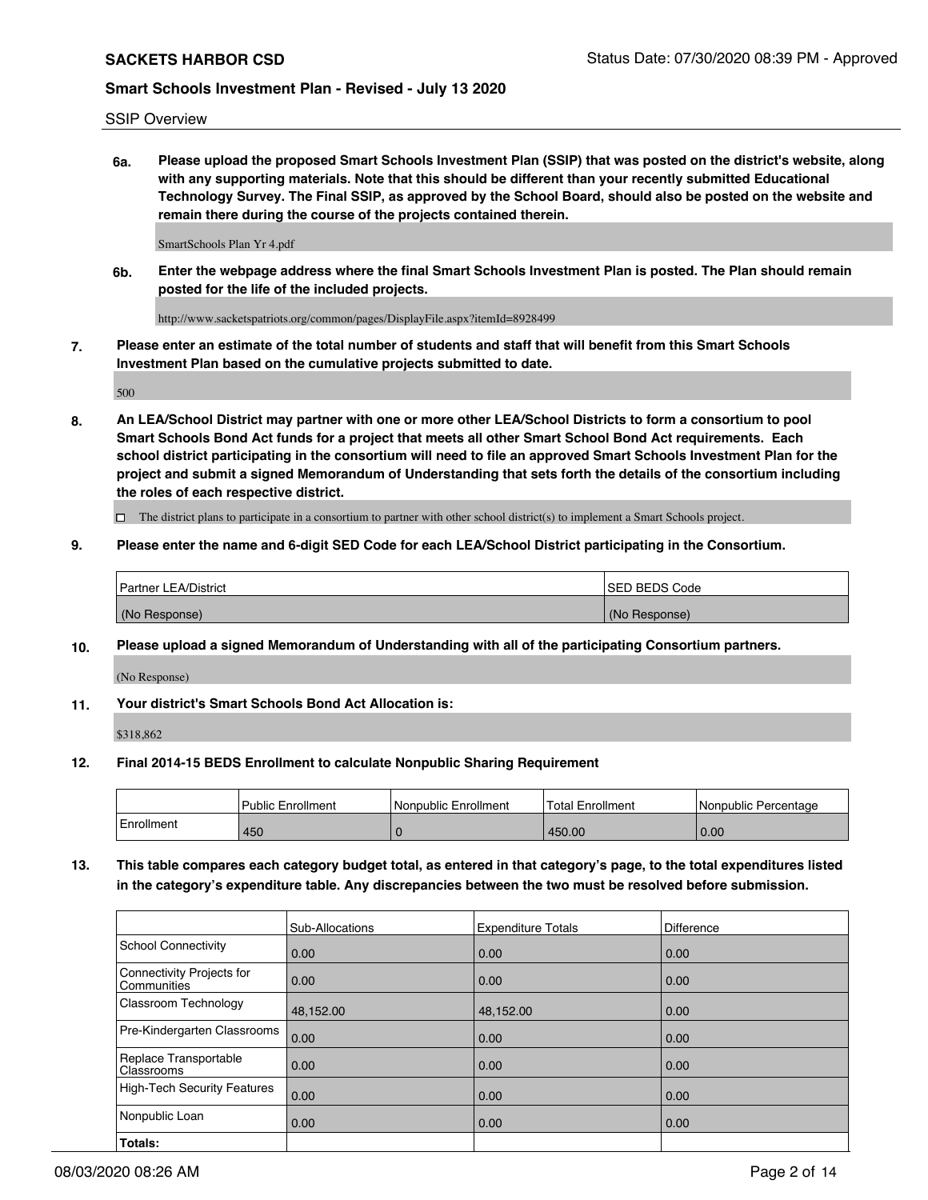**6a. Please upload the proposed Smart Schools Investment Plan (SSIP) that was posted on the district's website, along with any supporting materials. Note that this should be different than your recently submitted Educational Technology Survey. The Final SSIP, as approved by the School Board, should also be posted on the website and remain there during the course of the projects contained therein.**

SmartSchools Plan Yr 4.pdf

**6b. Enter the webpage address where the final Smart Schools Investment Plan is posted. The Plan should remain posted for the life of the included projects.**

http://www.sacketspatriots.org/common/pages/DisplayFile.aspx?itemId=8928499

**7. Please enter an estimate of the total number of students and staff that will benefit from this Smart Schools Investment Plan based on the cumulative projects submitted to date.**

500

**8. An LEA/School District may partner with one or more other LEA/School Districts to form a consortium to pool Smart Schools Bond Act funds for a project that meets all other Smart School Bond Act requirements. Each school district participating in the consortium will need to file an approved Smart Schools Investment Plan for the project and submit a signed Memorandum of Understanding that sets forth the details of the consortium including the roles of each respective district.**

☐ The district plans to participate in a consortium to partner with other school district(s) to implement a Smart Schools project.

**9. Please enter the name and 6-digit SED Code for each LEA/School District participating in the Consortium.**

| Partner LEA/District | SED BEDS Code |
|---|---|
| (No Response) | (No Response) |

**10. Please upload a signed Memorandum of Understanding with all of the participating Consortium partners.**

(No Response)

**11. Your district's Smart Schools Bond Act Allocation is:**

$318,862

**12. Final 2014-15 BEDS Enrollment to calculate Nonpublic Sharing Requirement**

| | Public Enrollment | Nonpublic Enrollment | Total Enrollment | Nonpublic Percentage |
|---|---|---|---|---|
| Enrollment | 450 | 0 | 450.00 | 0.00 |

**13. This table compares each category budget total, as entered in that category's page, to the total expenditures listed in the category's expenditure table. Any discrepancies between the two must be resolved before submission.**

| | Sub-Allocations | Expenditure Totals | Difference |
|---|---|---|---|
| School Connectivity | 0.00 | 0.00 | 0.00 |
| Connectivity Projects for Communities | 0.00 | 0.00 | 0.00 |
| Classroom Technology | 48,152.00 | 48,152.00 | 0.00 |
| Pre-Kindergarten Classrooms | 0.00 | 0.00 | 0.00 |
| Replace Transportable Classrooms | 0.00 | 0.00 | 0.00 |
| High-Tech Security Features | 0.00 | 0.00 | 0.00 |
| Nonpublic Loan | 0.00 | 0.00 | 0.00 |
| **Totals:** | | | |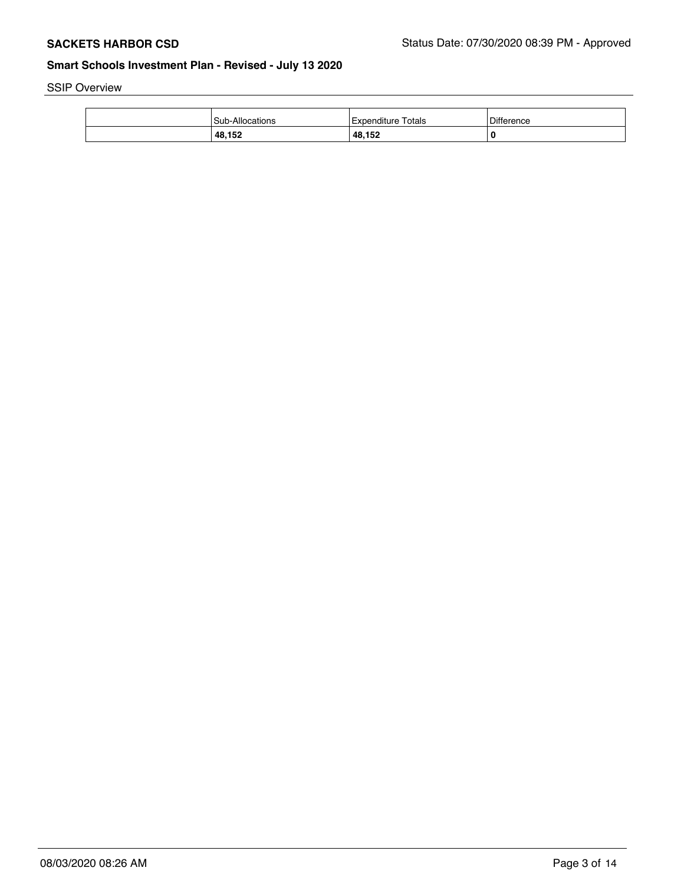SSIP Overview

| | Sub-Allocations | Expenditure Totals | Difference |
|---|---|---|---|
| | **48,152** | **48,152** | **0** |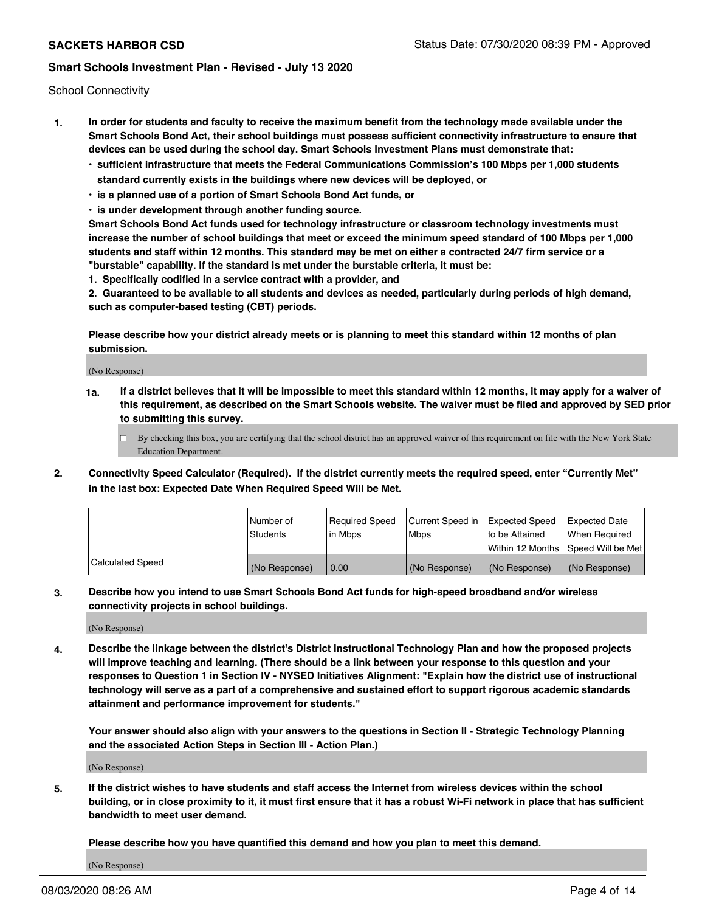School Connectivity

1. **In order for students and faculty to receive the maximum benefit from the technology made available under the Smart Schools Bond Act, their school buildings must possess sufficient connectivity infrastructure to ensure that devices can be used during the school day. Smart Schools Investment Plans must demonstrate that:**
   - **sufficient infrastructure that meets the Federal Communications Commission's 100 Mbps per 1,000 students standard currently exists in the buildings where new devices will be deployed, or**
   - **is a planned use of a portion of Smart Schools Bond Act funds, or**
   - **is under development through another funding source.**

   **Smart Schools Bond Act funds used for technology infrastructure or classroom technology investments must increase the number of school buildings that meet or exceed the minimum speed standard of 100 Mbps per 1,000 students and staff within 12 months. This standard may be met on either a contracted 24/7 firm service or a "burstable" capability. If the standard is met under the burstable criteria, it must be:**

   **1. Specifically codified in a service contract with a provider, and**

   **2. Guaranteed to be available to all students and devices as needed, particularly during periods of high demand, such as computer-based testing (CBT) periods.**

   **Please describe how your district already meets or is planning to meet this standard within 12 months of plan submission.**

   (No Response)

   **1a. If a district believes that it will be impossible to meet this standard within 12 months, it may apply for a waiver of this requirement, as described on the Smart Schools website. The waiver must be filed and approved by SED prior to submitting this survey.**

   ☐ By checking this box, you are certifying that the school district has an approved waiver of this requirement on file with the New York State Education Department.

2. **Connectivity Speed Calculator (Required). If the district currently meets the required speed, enter "Currently Met" in the last box: Expected Date When Required Speed Will be Met.**

|  | Number of Students | Required Speed in Mbps | Current Speed in Mbps | Expected Speed to be Attained Within 12 Months | Expected Date When Required Speed Will be Met |
|---|---|---|---|---|---|
| Calculated Speed | (No Response) | 0.00 | (No Response) | (No Response) | (No Response) |

3. **Describe how you intend to use Smart Schools Bond Act funds for high-speed broadband and/or wireless connectivity projects in school buildings.**

   (No Response)

4. **Describe the linkage between the district's District Instructional Technology Plan and how the proposed projects will improve teaching and learning. (There should be a link between your response to this question and your responses to Question 1 in Section IV - NYSED Initiatives Alignment: "Explain how the district use of instructional technology will serve as a part of a comprehensive and sustained effort to support rigorous academic standards attainment and performance improvement for students."**

   **Your answer should also align with your answers to the questions in Section II - Strategic Technology Planning and the associated Action Steps in Section III - Action Plan.)**

   (No Response)

5. **If the district wishes to have students and staff access the Internet from wireless devices within the school building, or in close proximity to it, it must first ensure that it has a robust Wi-Fi network in place that has sufficient bandwidth to meet user demand.**

   **Please describe how you have quantified this demand and how you plan to meet this demand.**

   (No Response)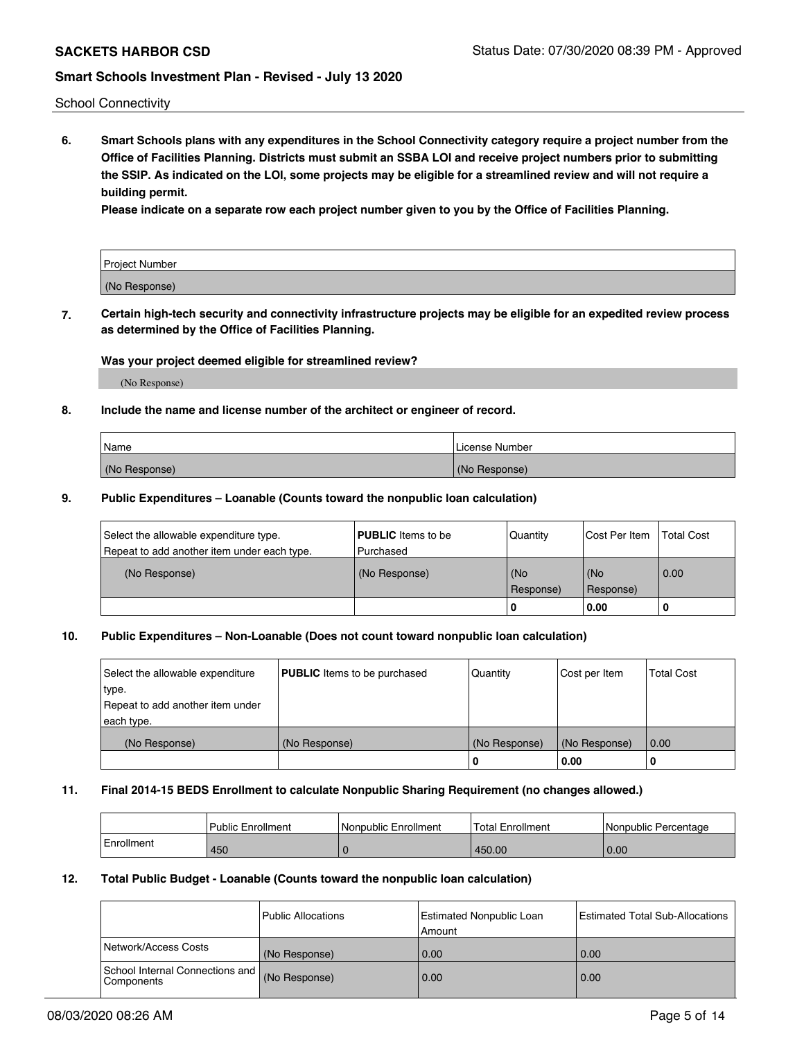School Connectivity

**6. Smart Schools plans with any expenditures in the School Connectivity category require a project number from the Office of Facilities Planning. Districts must submit an SSBA LOI and receive project numbers prior to submitting the SSIP. As indicated on the LOI, some projects may be eligible for a streamlined review and will not require a building permit.**

**Please indicate on a separate row each project number given to you by the Office of Facilities Planning.**

| Project Number |
|---|
| (No Response) |

**7. Certain high-tech security and connectivity infrastructure projects may be eligible for an expedited review process as determined by the Office of Facilities Planning.**

**Was your project deemed eligible for streamlined review?**

(No Response)

**8. Include the name and license number of the architect or engineer of record.**

| Name | License Number |
|---|---|
| (No Response) | (No Response) |

**9. Public Expenditures – Loanable (Counts toward the nonpublic loan calculation)**

| Select the allowable expenditure type. Repeat to add another item under each type. | **PUBLIC** Items to be Purchased | Quantity | Cost Per Item | Total Cost |
|---|---|---|---|---|
| (No Response) | (No Response) | (No Response) | (No Response) | 0.00 |
| | | 0 | 0.00 | 0 |

**10. Public Expenditures – Non-Loanable (Does not count toward nonpublic loan calculation)**

| Select the allowable expenditure type. Repeat to add another item under each type. | **PUBLIC** Items to be purchased | Quantity | Cost per Item | Total Cost |
|---|---|---|---|---|
| (No Response) | (No Response) | (No Response) | (No Response) | 0.00 |
| | | 0 | 0.00 | 0 |

**11. Final 2014-15 BEDS Enrollment to calculate Nonpublic Sharing Requirement (no changes allowed.)**

| | Public Enrollment | Nonpublic Enrollment | Total Enrollment | Nonpublic Percentage |
|---|---|---|---|---|
| Enrollment | 450 | 0 | 450.00 | 0.00 |

**12. Total Public Budget - Loanable (Counts toward the nonpublic loan calculation)**

| | Public Allocations | Estimated Nonpublic Loan Amount | Estimated Total Sub-Allocations |
|---|---|---|---|
| Network/Access Costs | (No Response) | 0.00 | 0.00 |
| School Internal Connections and Components | (No Response) | 0.00 | 0.00 |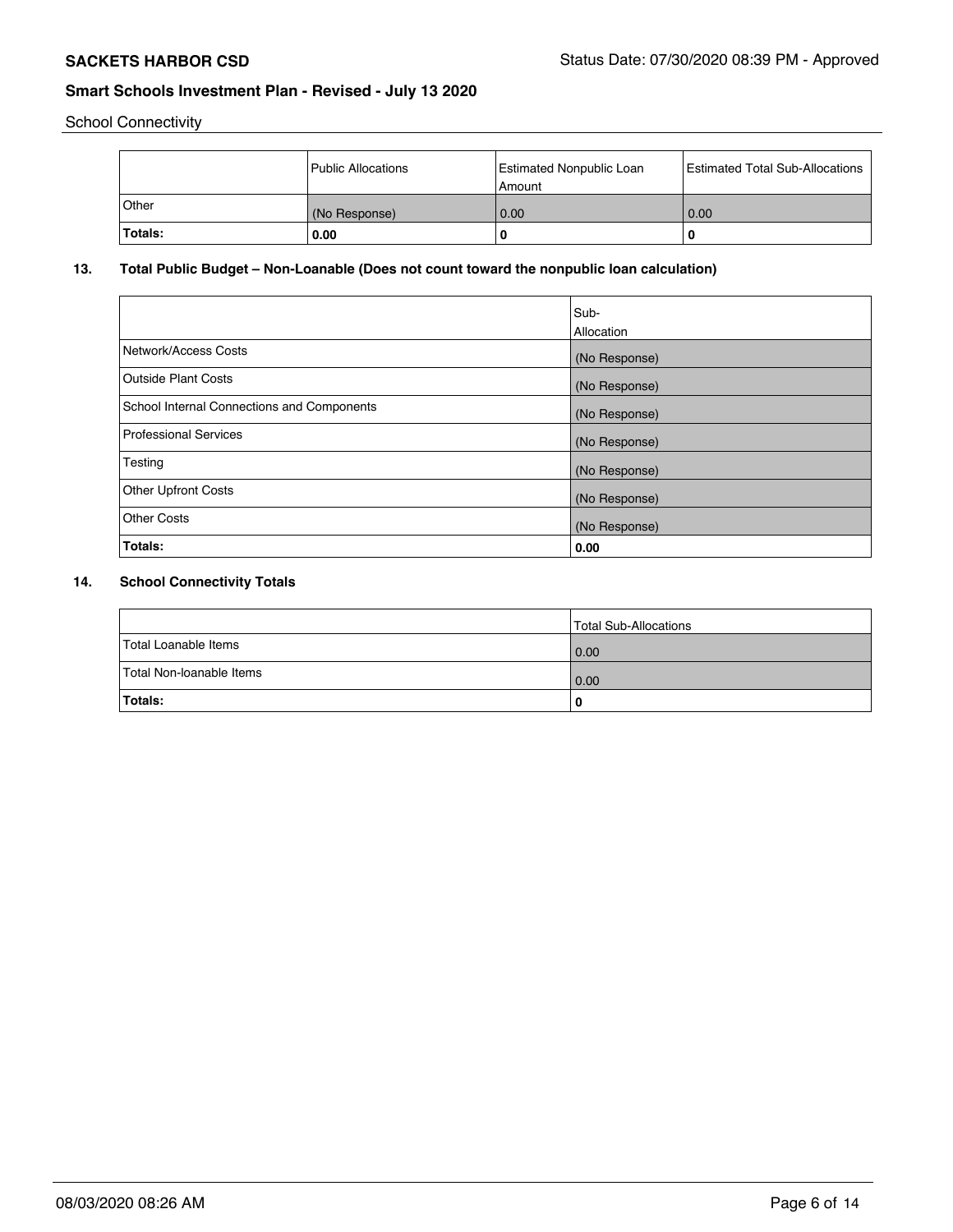School Connectivity

| | Public Allocations | Estimated Nonpublic Loan Amount | Estimated Total Sub-Allocations |
|---|---|---|---|
| Other | (No Response) | 0.00 | 0.00 |
| **Totals:** | **0.00** | **0** | **0** |

## 13. Total Public Budget – Non-Loanable (Does not count toward the nonpublic loan calculation)

| | Sub-Allocation |
|---|---|
| Network/Access Costs | (No Response) |
| Outside Plant Costs | (No Response) |
| School Internal Connections and Components | (No Response) |
| Professional Services | (No Response) |
| Testing | (No Response) |
| Other Upfront Costs | (No Response) |
| Other Costs | (No Response) |
| **Totals:** | **0.00** |

## 14. School Connectivity Totals

| | Total Sub-Allocations |
|---|---|
| Total Loanable Items | 0.00 |
| Total Non-loanable Items | 0.00 |
| **Totals:** | **0** |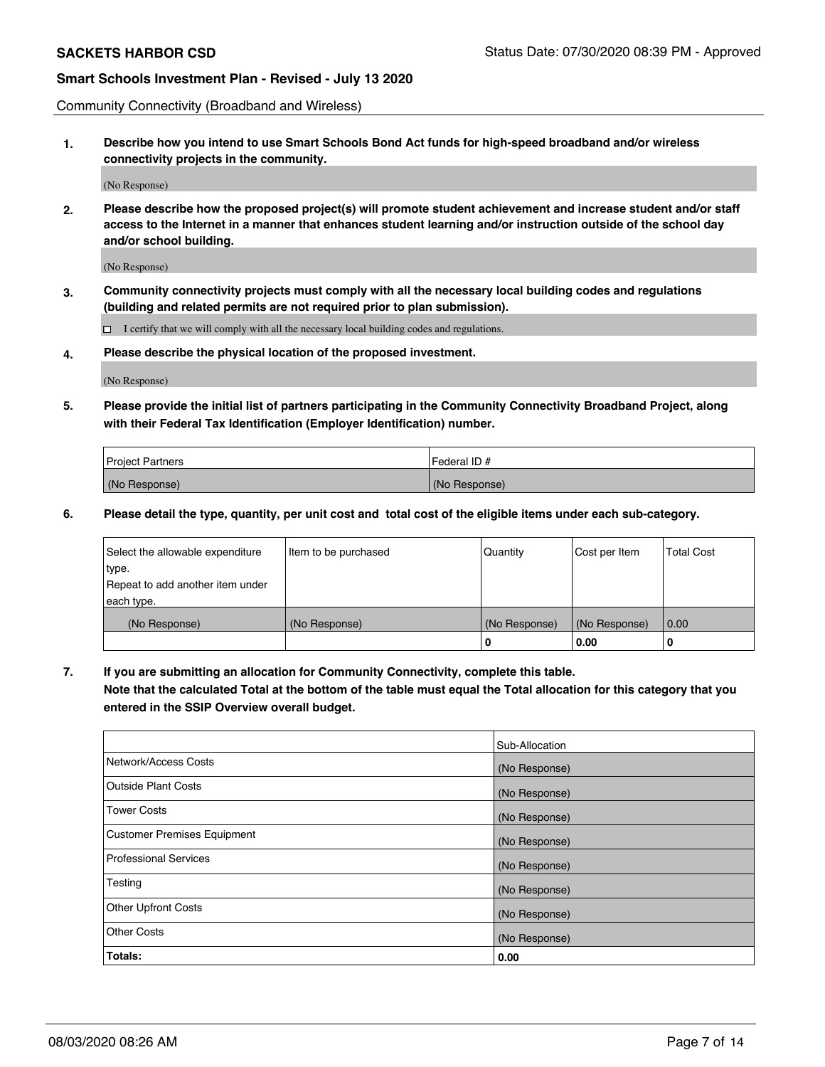Community Connectivity (Broadband and Wireless)

**1. Describe how you intend to use Smart Schools Bond Act funds for high-speed broadband and/or wireless connectivity projects in the community.**

(No Response)

**2. Please describe how the proposed project(s) will promote student achievement and increase student and/or staff access to the Internet in a manner that enhances student learning and/or instruction outside of the school day and/or school building.**

(No Response)

**3. Community connectivity projects must comply with all the necessary local building codes and regulations (building and related permits are not required prior to plan submission).**

☐ I certify that we will comply with all the necessary local building codes and regulations.

**4. Please describe the physical location of the proposed investment.**

(No Response)

**5. Please provide the initial list of partners participating in the Community Connectivity Broadband Project, along with their Federal Tax Identification (Employer Identification) number.**

| Project Partners | Federal ID # |
| --- | --- |
| (No Response) | (No Response) |

**6. Please detail the type, quantity, per unit cost and total cost of the eligible items under each sub-category.**

| Select the allowable expenditure type. Repeat to add another item under each type. | Item to be purchased | Quantity | Cost per Item | Total Cost |
| --- | --- | --- | --- | --- |
| (No Response) | (No Response) | (No Response) | (No Response) | 0.00 |
| | | 0 | 0.00 | 0 |

**7. If you are submitting an allocation for Community Connectivity, complete this table. Note that the calculated Total at the bottom of the table must equal the Total allocation for this category that you entered in the SSIP Overview overall budget.**

| | Sub-Allocation |
| --- | --- |
| Network/Access Costs | (No Response) |
| Outside Plant Costs | (No Response) |
| Tower Costs | (No Response) |
| Customer Premises Equipment | (No Response) |
| Professional Services | (No Response) |
| Testing | (No Response) |
| Other Upfront Costs | (No Response) |
| Other Costs | (No Response) |
| **Totals:** | **0.00** |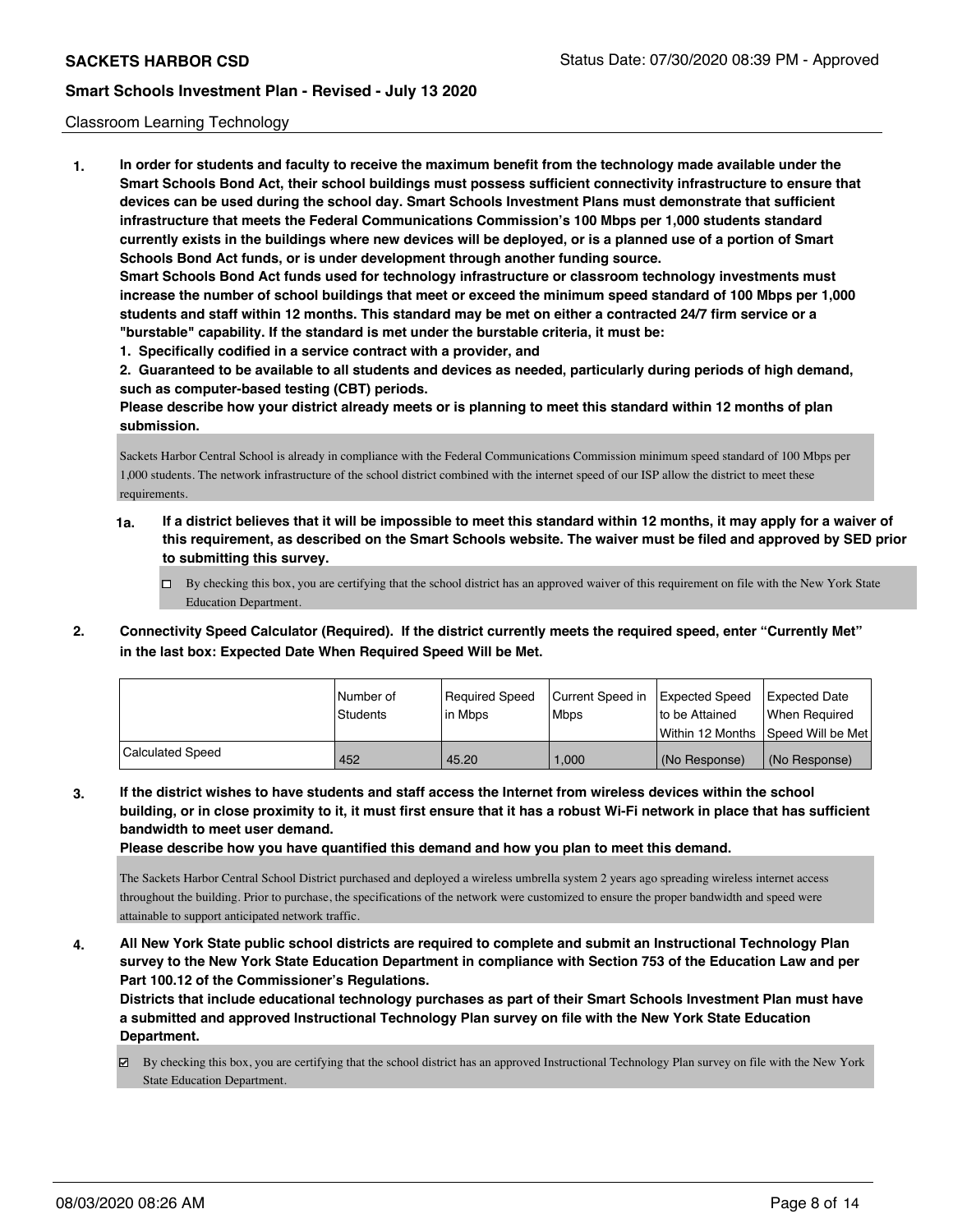## Classroom Learning Technology

**1. In order for students and faculty to receive the maximum benefit from the technology made available under the Smart Schools Bond Act, their school buildings must possess sufficient connectivity infrastructure to ensure that devices can be used during the school day. Smart Schools Investment Plans must demonstrate that sufficient infrastructure that meets the Federal Communications Commission's 100 Mbps per 1,000 students standard currently exists in the buildings where new devices will be deployed, or is a planned use of a portion of Smart Schools Bond Act funds, or is under development through another funding source.**

**Smart Schools Bond Act funds used for technology infrastructure or classroom technology investments must increase the number of school buildings that meet or exceed the minimum speed standard of 100 Mbps per 1,000 students and staff within 12 months. This standard may be met on either a contracted 24/7 firm service or a "burstable" capability. If the standard is met under the burstable criteria, it must be:**

**1. Specifically codified in a service contract with a provider, and**

**2. Guaranteed to be available to all students and devices as needed, particularly during periods of high demand, such as computer-based testing (CBT) periods.**

**Please describe how your district already meets or is planning to meet this standard within 12 months of plan submission.**

Sackets Harbor Central School is already in compliance with the Federal Communications Commission minimum speed standard of 100 Mbps per 1,000 students. The network infrastructure of the school district combined with the internet speed of our ISP allow the district to meet these requirements.

**1a. If a district believes that it will be impossible to meet this standard within 12 months, it may apply for a waiver of this requirement, as described on the Smart Schools website. The waiver must be filed and approved by SED prior to submitting this survey.**

☐ By checking this box, you are certifying that the school district has an approved waiver of this requirement on file with the New York State Education Department.

**2. Connectivity Speed Calculator (Required). If the district currently meets the required speed, enter "Currently Met" in the last box: Expected Date When Required Speed Will be Met.**

| | Number of Students | Required Speed in Mbps | Current Speed in Mbps | Expected Speed to be Attained Within 12 Months | Expected Date When Required Speed Will be Met |
|---|---|---|---|---|---|
| Calculated Speed | 452 | 45.20 | 1,000 | (No Response) | (No Response) |

**3. If the district wishes to have students and staff access the Internet from wireless devices within the school building, or in close proximity to it, it must first ensure that it has a robust Wi-Fi network in place that has sufficient bandwidth to meet user demand.**

**Please describe how you have quantified this demand and how you plan to meet this demand.**

The Sackets Harbor Central School District purchased and deployed a wireless umbrella system 2 years ago spreading wireless internet access throughout the building. Prior to purchase, the specifications of the network were customized to ensure the proper bandwidth and speed were attainable to support anticipated network traffic.

**4. All New York State public school districts are required to complete and submit an Instructional Technology Plan survey to the New York State Education Department in compliance with Section 753 of the Education Law and per Part 100.12 of the Commissioner's Regulations.**

**Districts that include educational technology purchases as part of their Smart Schools Investment Plan must have a submitted and approved Instructional Technology Plan survey on file with the New York State Education Department.**

☑ By checking this box, you are certifying that the school district has an approved Instructional Technology Plan survey on file with the New York State Education Department.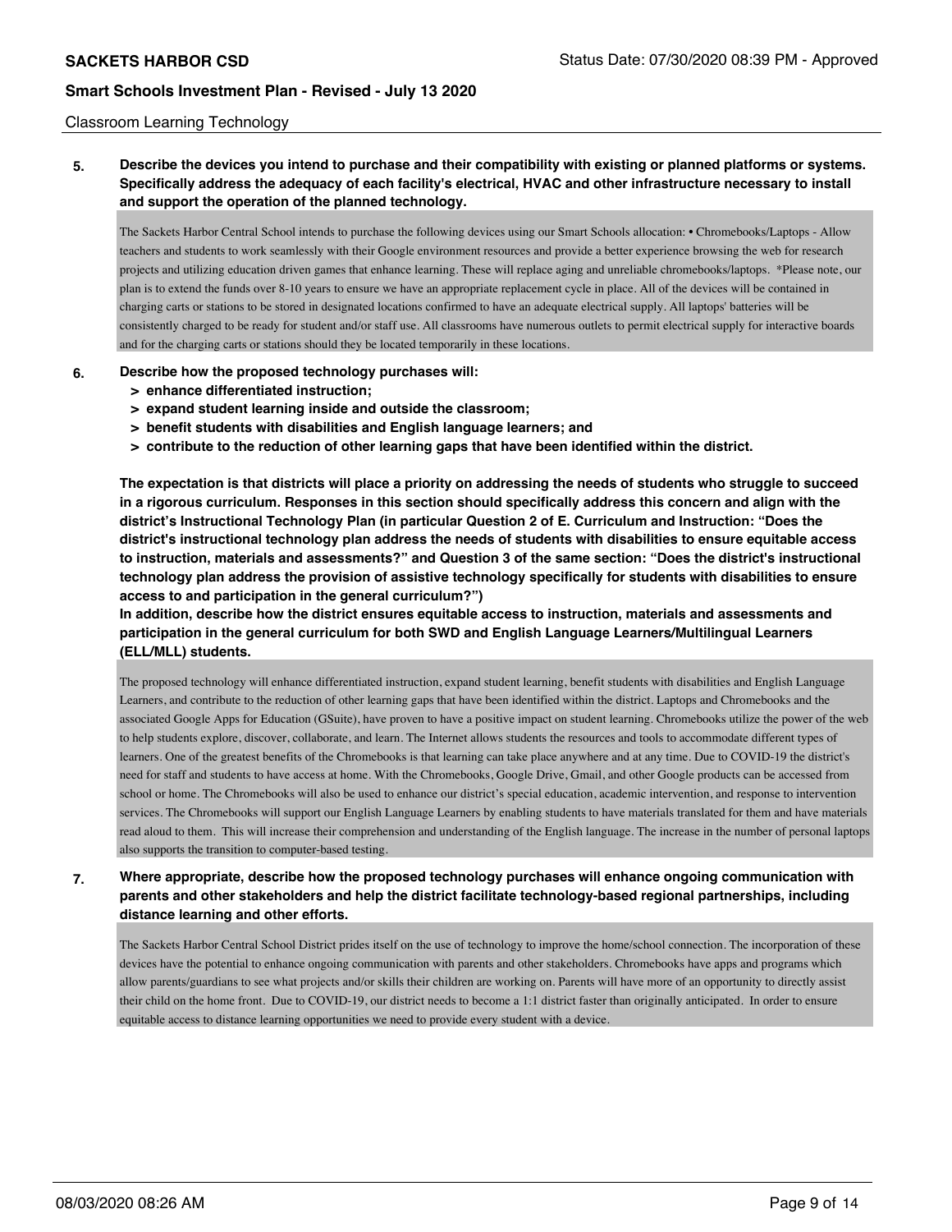## Classroom Learning Technology

**5. Describe the devices you intend to purchase and their compatibility with existing or planned platforms or systems. Specifically address the adequacy of each facility's electrical, HVAC and other infrastructure necessary to install and support the operation of the planned technology.**

The Sackets Harbor Central School intends to purchase the following devices using our Smart Schools allocation: • Chromebooks/Laptops - Allow teachers and students to work seamlessly with their Google environment resources and provide a better experience browsing the web for research projects and utilizing education driven games that enhance learning. These will replace aging and unreliable chromebooks/laptops. *Please note, our plan is to extend the funds over 8-10 years to ensure we have an appropriate replacement cycle in place. All of the devices will be contained in charging carts or stations to be stored in designated locations confirmed to have an adequate electrical supply. All laptops' batteries will be consistently charged to be ready for student and/or staff use. All classrooms have numerous outlets to permit electrical supply for interactive boards and for the charging carts or stations should they be located temporarily in these locations.

**6. Describe how the proposed technology purchases will:**

- **> enhance differentiated instruction;**
- **> expand student learning inside and outside the classroom;**
- **> benefit students with disabilities and English language learners; and**
- **> contribute to the reduction of other learning gaps that have been identified within the district.**

**The expectation is that districts will place a priority on addressing the needs of students who struggle to succeed in a rigorous curriculum. Responses in this section should specifically address this concern and align with the district's Instructional Technology Plan (in particular Question 2 of E. Curriculum and Instruction: "Does the district's instructional technology plan address the needs of students with disabilities to ensure equitable access to instruction, materials and assessments?" and Question 3 of the same section: "Does the district's instructional technology plan address the provision of assistive technology specifically for students with disabilities to ensure access to and participation in the general curriculum?")**

**In addition, describe how the district ensures equitable access to instruction, materials and assessments and participation in the general curriculum for both SWD and English Language Learners/Multilingual Learners (ELL/MLL) students.**

The proposed technology will enhance differentiated instruction, expand student learning, benefit students with disabilities and English Language Learners, and contribute to the reduction of other learning gaps that have been identified within the district. Laptops and Chromebooks and the associated Google Apps for Education (GSuite), have proven to have a positive impact on student learning. Chromebooks utilize the power of the web to help students explore, discover, collaborate, and learn. The Internet allows students the resources and tools to accommodate different types of learners. One of the greatest benefits of the Chromebooks is that learning can take place anywhere and at any time. Due to COVID-19 the district's need for staff and students to have access at home. With the Chromebooks, Google Drive, Gmail, and other Google products can be accessed from school or home. The Chromebooks will also be used to enhance our district's special education, academic intervention, and response to intervention services. The Chromebooks will support our English Language Learners by enabling students to have materials translated for them and have materials read aloud to them. This will increase their comprehension and understanding of the English language. The increase in the number of personal laptops also supports the transition to computer-based testing.

**7. Where appropriate, describe how the proposed technology purchases will enhance ongoing communication with parents and other stakeholders and help the district facilitate technology-based regional partnerships, including distance learning and other efforts.**

The Sackets Harbor Central School District prides itself on the use of technology to improve the home/school connection. The incorporation of these devices have the potential to enhance ongoing communication with parents and other stakeholders. Chromebooks have apps and programs which allow parents/guardians to see what projects and/or skills their children are working on. Parents will have more of an opportunity to directly assist their child on the home front. Due to COVID-19, our district needs to become a 1:1 district faster than originally anticipated. In order to ensure equitable access to distance learning opportunities we need to provide every student with a device.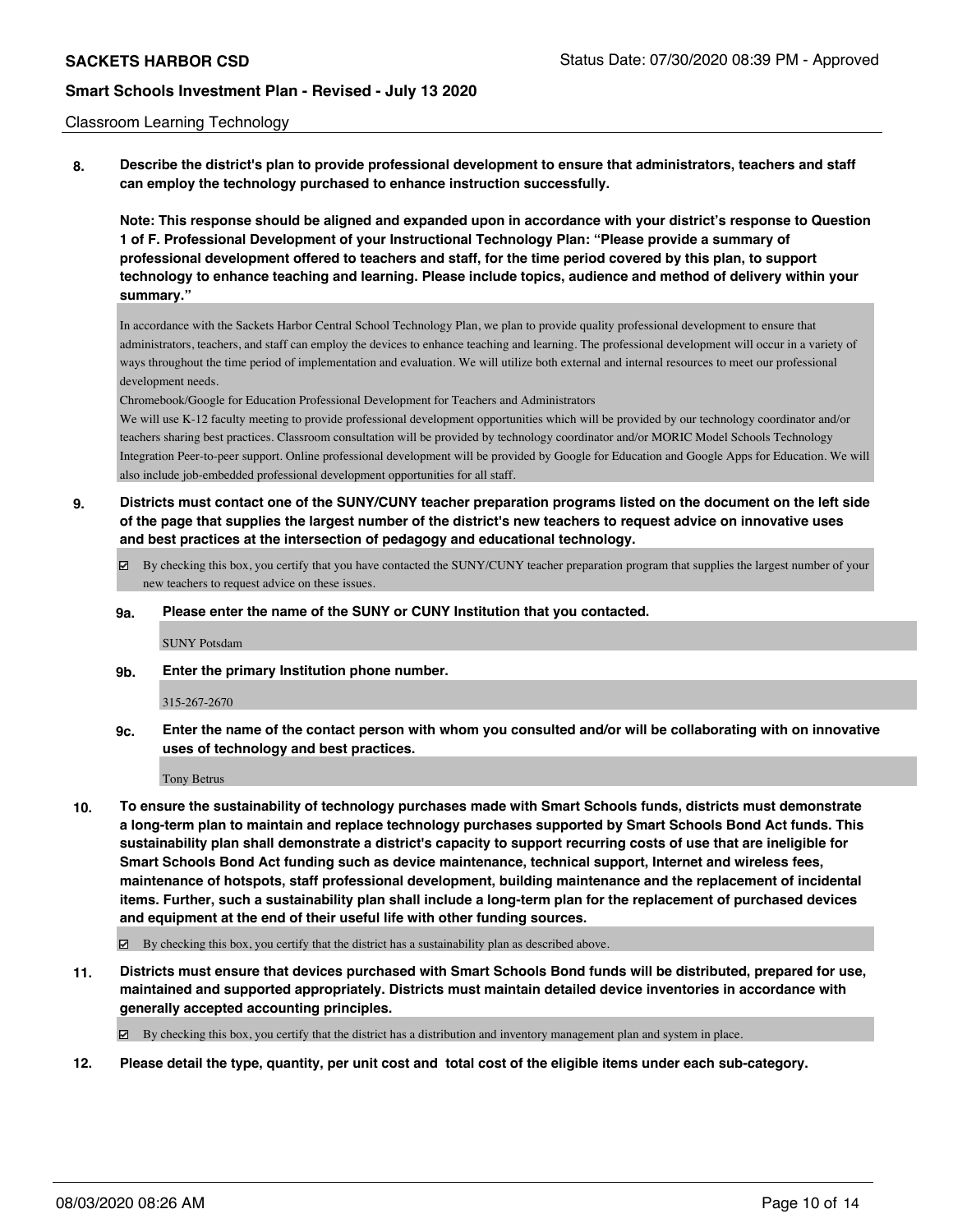Classroom Learning Technology

**8. Describe the district's plan to provide professional development to ensure that administrators, teachers and staff can employ the technology purchased to enhance instruction successfully.**

**Note: This response should be aligned and expanded upon in accordance with your district's response to Question 1 of F. Professional Development of your Instructional Technology Plan: "Please provide a summary of professional development offered to teachers and staff, for the time period covered by this plan, to support technology to enhance teaching and learning. Please include topics, audience and method of delivery within your summary."**

In accordance with the Sackets Harbor Central School Technology Plan, we plan to provide quality professional development to ensure that administrators, teachers, and staff can employ the devices to enhance teaching and learning. The professional development will occur in a variety of ways throughout the time period of implementation and evaluation. We will utilize both external and internal resources to meet our professional development needs.

Chromebook/Google for Education Professional Development for Teachers and Administrators

We will use K-12 faculty meeting to provide professional development opportunities which will be provided by our technology coordinator and/or teachers sharing best practices. Classroom consultation will be provided by technology coordinator and/or MORIC Model Schools Technology Integration Peer-to-peer support. Online professional development will be provided by Google for Education and Google Apps for Education. We will also include job-embedded professional development opportunities for all staff.

**9. Districts must contact one of the SUNY/CUNY teacher preparation programs listed on the document on the left side of the page that supplies the largest number of the district's new teachers to request advice on innovative uses and best practices at the intersection of pedagogy and educational technology.**

☑ By checking this box, you certify that you have contacted the SUNY/CUNY teacher preparation program that supplies the largest number of your new teachers to request advice on these issues.

**9a. Please enter the name of the SUNY or CUNY Institution that you contacted.**

SUNY Potsdam

**9b. Enter the primary Institution phone number.**

315-267-2670

**9c. Enter the name of the contact person with whom you consulted and/or will be collaborating with on innovative uses of technology and best practices.**

Tony Betrus

**10. To ensure the sustainability of technology purchases made with Smart Schools funds, districts must demonstrate a long-term plan to maintain and replace technology purchases supported by Smart Schools Bond Act funds. This sustainability plan shall demonstrate a district's capacity to support recurring costs of use that are ineligible for Smart Schools Bond Act funding such as device maintenance, technical support, Internet and wireless fees, maintenance of hotspots, staff professional development, building maintenance and the replacement of incidental items. Further, such a sustainability plan shall include a long-term plan for the replacement of purchased devices and equipment at the end of their useful life with other funding sources.**

☑ By checking this box, you certify that the district has a sustainability plan as described above.

**11. Districts must ensure that devices purchased with Smart Schools Bond funds will be distributed, prepared for use, maintained and supported appropriately. Districts must maintain detailed device inventories in accordance with generally accepted accounting principles.**

☑ By checking this box, you certify that the district has a distribution and inventory management plan and system in place.

**12. Please detail the type, quantity, per unit cost and total cost of the eligible items under each sub-category.**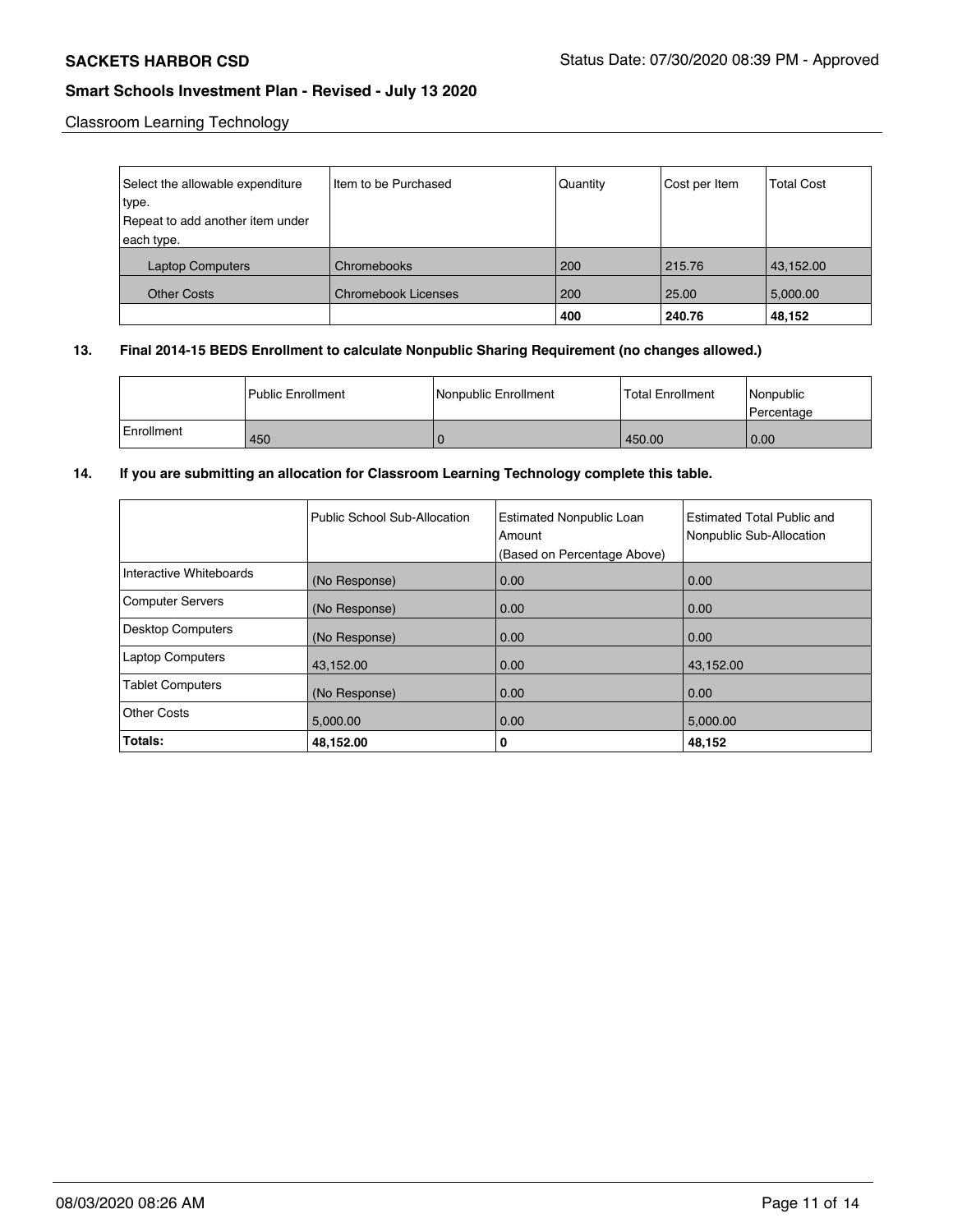| Select the allowable expenditure type. Repeat to add another item under each type. | Item to be Purchased | Quantity | Cost per Item | Total Cost |
|---|---|---|---|---|
| Laptop Computers | Chromebooks | 200 | 215.76 | 43,152.00 |
| Other Costs | Chromebook Licenses | 200 | 25.00 | 5,000.00 |
| | | **400** | **240.76** | **48,152** |

**13. Final 2014-15 BEDS Enrollment to calculate Nonpublic Sharing Requirement (no changes allowed.)**

| | Public Enrollment | Nonpublic Enrollment | Total Enrollment | Nonpublic Percentage |
|---|---|---|---|---|
| Enrollment | 450 | 0 | 450.00 | 0.00 |

**14. If you are submitting an allocation for Classroom Learning Technology complete this table.**

| | Public School Sub-Allocation | Estimated Nonpublic Loan Amount (Based on Percentage Above) | Estimated Total Public and Nonpublic Sub-Allocation |
|---|---|---|---|
| Interactive Whiteboards | (No Response) | 0.00 | 0.00 |
| Computer Servers | (No Response) | 0.00 | 0.00 |
| Desktop Computers | (No Response) | 0.00 | 0.00 |
| Laptop Computers | 43,152.00 | 0.00 | 43,152.00 |
| Tablet Computers | (No Response) | 0.00 | 0.00 |
| Other Costs | 5,000.00 | 0.00 | 5,000.00 |
| **Totals:** | **48,152.00** | **0** | **48,152** |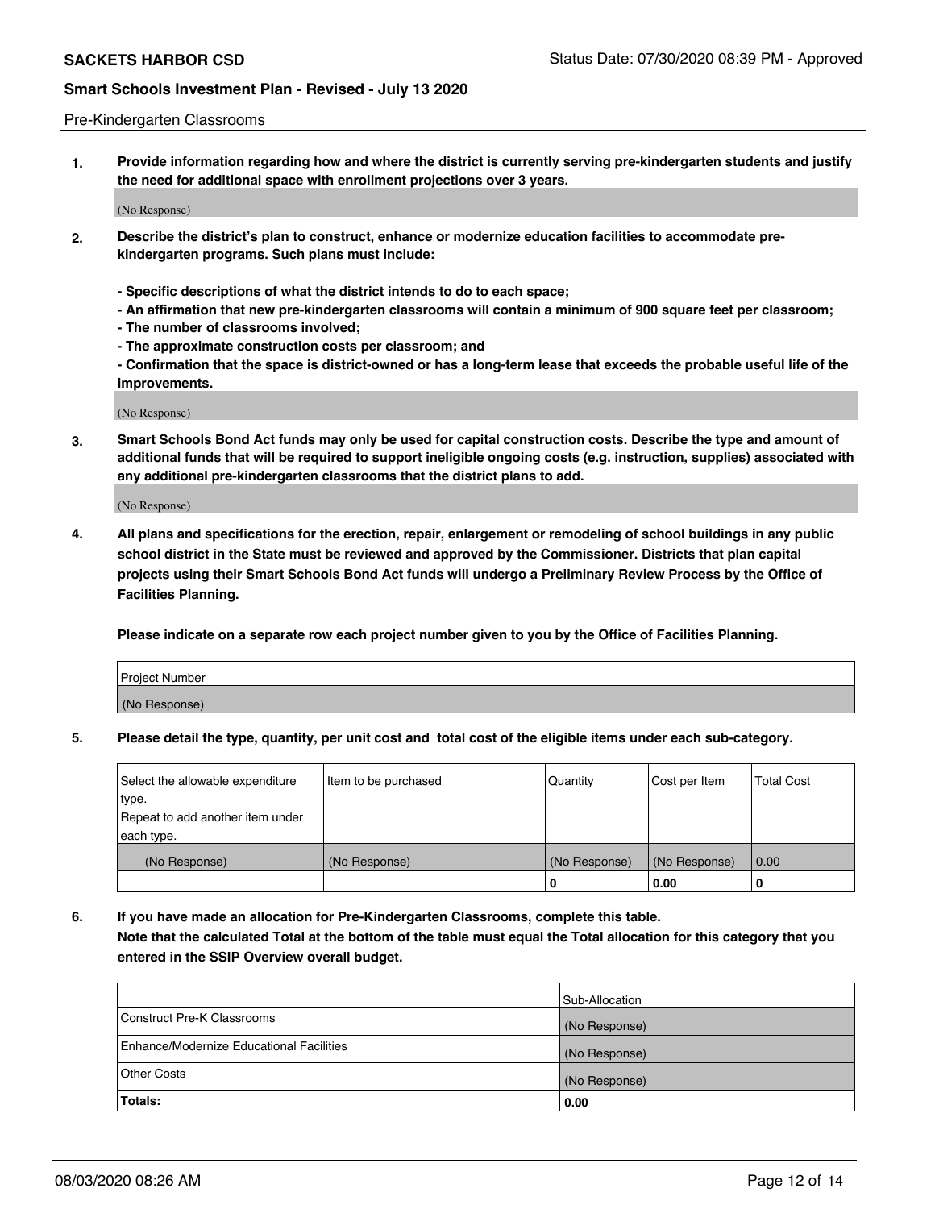Pre-Kindergarten Classrooms

**1. Provide information regarding how and where the district is currently serving pre-kindergarten students and justify the need for additional space with enrollment projections over 3 years.**

(No Response)

**2. Describe the district's plan to construct, enhance or modernize education facilities to accommodate pre-kindergarten programs. Such plans must include:**

**- Specific descriptions of what the district intends to do to each space;**
**- An affirmation that new pre-kindergarten classrooms will contain a minimum of 900 square feet per classroom;**
**- The number of classrooms involved;**
**- The approximate construction costs per classroom; and**
**- Confirmation that the space is district-owned or has a long-term lease that exceeds the probable useful life of the improvements.**

(No Response)

**3. Smart Schools Bond Act funds may only be used for capital construction costs. Describe the type and amount of additional funds that will be required to support ineligible ongoing costs (e.g. instruction, supplies) associated with any additional pre-kindergarten classrooms that the district plans to add.**

(No Response)

**4. All plans and specifications for the erection, repair, enlargement or remodeling of school buildings in any public school district in the State must be reviewed and approved by the Commissioner. Districts that plan capital projects using their Smart Schools Bond Act funds will undergo a Preliminary Review Process by the Office of Facilities Planning.**

**Please indicate on a separate row each project number given to you by the Office of Facilities Planning.**

| Project Number |
|---|
| (No Response) |

**5. Please detail the type, quantity, per unit cost and total cost of the eligible items under each sub-category.**

| Select the allowable expenditure type. Repeat to add another item under each type. | Item to be purchased | Quantity | Cost per Item | Total Cost |
|---|---|---|---|---|
| (No Response) | (No Response) | (No Response) | (No Response) | 0.00 |
| | | 0 | 0.00 | 0 |

**6. If you have made an allocation for Pre-Kindergarten Classrooms, complete this table.**
**Note that the calculated Total at the bottom of the table must equal the Total allocation for this category that you entered in the SSIP Overview overall budget.**

| | Sub-Allocation |
|---|---|
| Construct Pre-K Classrooms | (No Response) |
| Enhance/Modernize Educational Facilities | (No Response) |
| Other Costs | (No Response) |
| **Totals:** | **0.00** |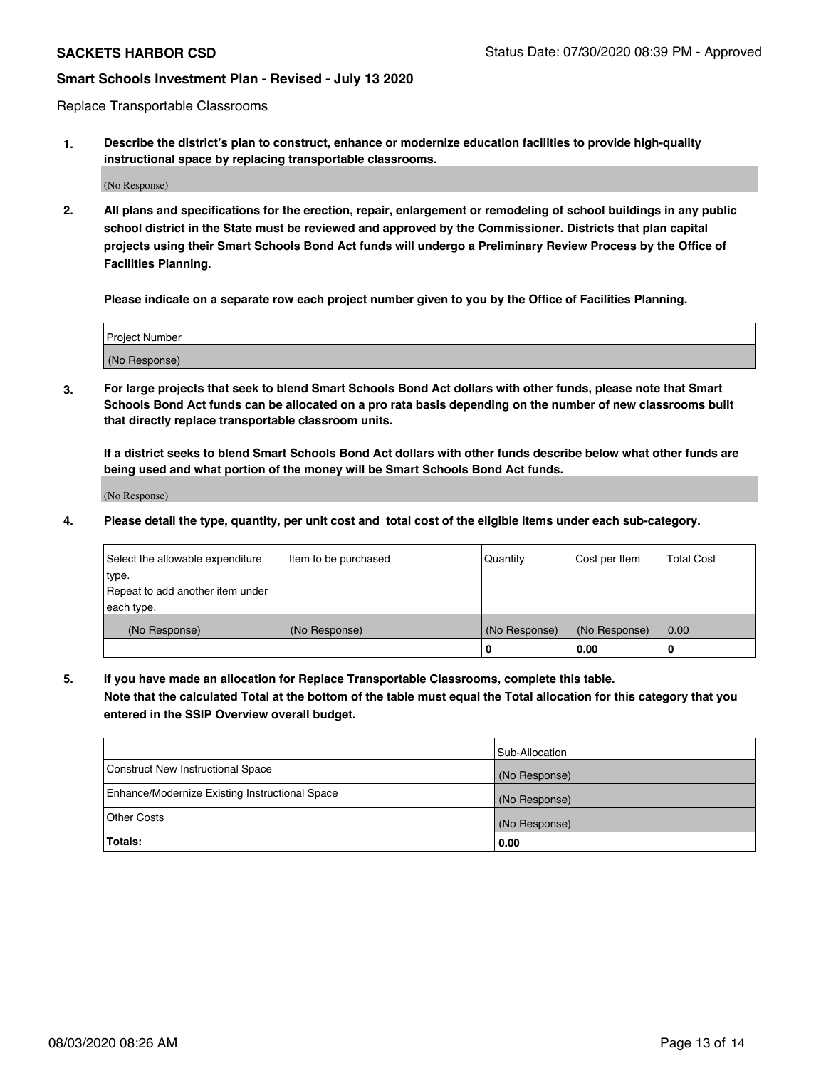Replace Transportable Classrooms

**1. Describe the district's plan to construct, enhance or modernize education facilities to provide high-quality instructional space by replacing transportable classrooms.**

(No Response)

**2. All plans and specifications for the erection, repair, enlargement or remodeling of school buildings in any public school district in the State must be reviewed and approved by the Commissioner. Districts that plan capital projects using their Smart Schools Bond Act funds will undergo a Preliminary Review Process by the Office of Facilities Planning.**

**Please indicate on a separate row each project number given to you by the Office of Facilities Planning.**

| Project Number |
|---|
| (No Response) |

**3. For large projects that seek to blend Smart Schools Bond Act dollars with other funds, please note that Smart Schools Bond Act funds can be allocated on a pro rata basis depending on the number of new classrooms built that directly replace transportable classroom units.**

**If a district seeks to blend Smart Schools Bond Act dollars with other funds describe below what other funds are being used and what portion of the money will be Smart Schools Bond Act funds.**

(No Response)

**4. Please detail the type, quantity, per unit cost and total cost of the eligible items under each sub-category.**

| Select the allowable expenditure type. Repeat to add another item under each type. | Item to be purchased | Quantity | Cost per Item | Total Cost |
|---|---|---|---|---|
| (No Response) | (No Response) | (No Response) | (No Response) | 0.00 |
| | | 0 | 0.00 | 0 |

**5. If you have made an allocation for Replace Transportable Classrooms, complete this table. Note that the calculated Total at the bottom of the table must equal the Total allocation for this category that you entered in the SSIP Overview overall budget.**

| | Sub-Allocation |
|---|---|
| Construct New Instructional Space | (No Response) |
| Enhance/Modernize Existing Instructional Space | (No Response) |
| Other Costs | (No Response) |
| **Totals:** | **0.00** |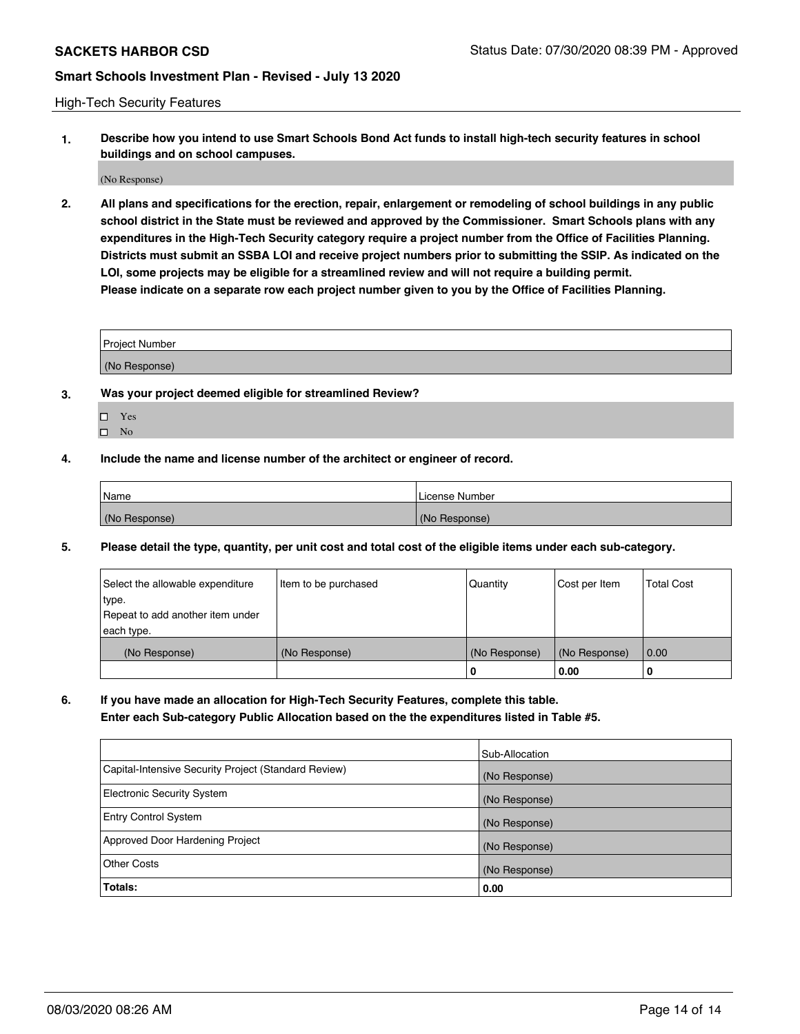High-Tech Security Features

**1. Describe how you intend to use Smart Schools Bond Act funds to install high-tech security features in school buildings and on school campuses.**

(No Response)

**2. All plans and specifications for the erection, repair, enlargement or remodeling of school buildings in any public school district in the State must be reviewed and approved by the Commissioner. Smart Schools plans with any expenditures in the High-Tech Security category require a project number from the Office of Facilities Planning. Districts must submit an SSBA LOI and receive project numbers prior to submitting the SSIP. As indicated on the LOI, some projects may be eligible for a streamlined review and will not require a building permit. Please indicate on a separate row each project number given to you by the Office of Facilities Planning.**

| Project Number |
| --- |
| (No Response) |

**3. Was your project deemed eligible for streamlined Review?**

- ☐ Yes
- ☐ No

**4. Include the name and license number of the architect or engineer of record.**

| Name | License Number |
| --- | --- |
| (No Response) | (No Response) |

**5. Please detail the type, quantity, per unit cost and total cost of the eligible items under each sub-category.**

| Select the allowable expenditure type. Repeat to add another item under each type. | Item to be purchased | Quantity | Cost per Item | Total Cost |
| --- | --- | --- | --- | --- |
| (No Response) | (No Response) | (No Response) | (No Response) | 0.00 |
| | | 0 | 0.00 | 0 |

**6. If you have made an allocation for High-Tech Security Features, complete this table. Enter each Sub-category Public Allocation based on the the expenditures listed in Table #5.**

| | Sub-Allocation |
| --- | --- |
| Capital-Intensive Security Project (Standard Review) | (No Response) |
| Electronic Security System | (No Response) |
| Entry Control System | (No Response) |
| Approved Door Hardening Project | (No Response) |
| Other Costs | (No Response) |
| **Totals:** | **0.00** |